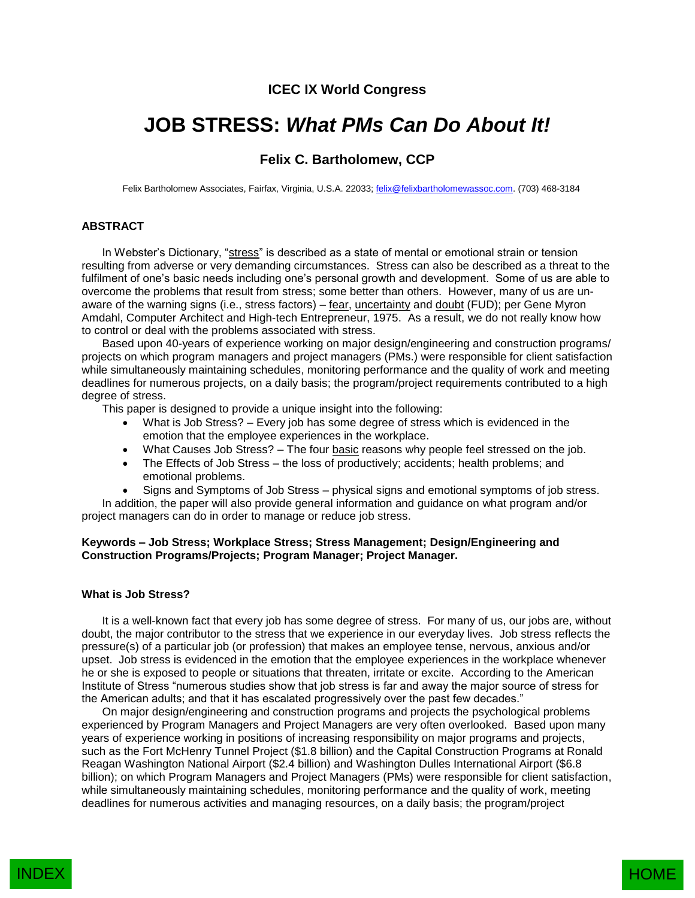**ICEC IX World Congress**

# JOB STRESS: *What PMs Can Do About It!*

### Felix C. Bartholomew, CCP

Felix Bartholomew Associates, Fairfax, Virginia, U.S.A. 22033; felix@felixbartholomewassoc.com. (703) 468-3184

## ABSTRACT

In Webster's Dictionary, "stress" is described as a state of mental or emotional strain or tension resulting from adverse or very demanding circumstances. Stress can also be described as a threat to the fulfilment of one's basic needs including one's personal growth and development. Some of us are able to overcome the problems that result from stress; some better than others. However, many of us are un-aware of the warning signs (i.e., stress factors) – fear, uncertainty and doubt (FUD); per Gene Myron Amdahl, Computer Architect and High-tech Entrepreneur, 1975. As a result, we do not really know how to control or deal with the problems associated with stress.

Based upon 40-years of experience working on major design/engineering and construction programs/ projects on which program managers and project managers (PMs.) were responsible for client satisfaction while simultaneously maintaining schedules, monitoring performance and the quality of work and meeting deadlines for numerous projects, on a daily basis; the program/project requirements contributed to a high degree of stress.

This paper is designed to provide a unique insight into the following:

- What is Job Stress? – Every job has some degree of stress which is evidenced in the emotion that the employee experiences in the workplace.
- What Causes Job Stress? – The four basic reasons why people feel stressed on the job.
- The Effects of Job Stress – the loss of productively; accidents; health problems; and emotional problems.
- Signs and Symptoms of Job Stress – physical signs and emotional symptoms of job stress.

In addition, the paper will also provide general information and guidance on what program and/or project managers can do in order to manage or reduce job stress.

**Keywords – Job Stress; Workplace Stress; Stress Management; Design/Engineering and Construction Programs/Projects; Program Manager; Project Manager.**

## What is Job Stress?

It is a well-known fact that every job has some degree of stress. For many of us, our jobs are, without doubt, the major contributor to the stress that we experience in our everyday lives. Job stress reflects the pressure(s) of a particular job (or profession) that makes an employee tense, nervous, anxious and/or upset. Job stress is evidenced in the emotion that the employee experiences in the workplace whenever he or she is exposed to people or situations that threaten, irritate or excite. According to the American Institute of Stress "numerous studies show that job stress is far and away the major source of stress for the American adults; and that it has escalated progressively over the past few decades."

On major design/engineering and construction programs and projects the psychological problems experienced by Program Managers and Project Managers are very often overlooked. Based upon many years of experience working in positions of increasing responsibility on major programs and projects, such as the Fort McHenry Tunnel Project ($1.8 billion) and the Capital Construction Programs at Ronald Reagan Washington National Airport ($2.4 billion) and Washington Dulles International Airport ($6.8 billion); on which Program Managers and Project Managers (PMs) were responsible for client satisfaction, while simultaneously maintaining schedules, monitoring performance and the quality of work, meeting deadlines for numerous activities and managing resources, on a daily basis; the program/project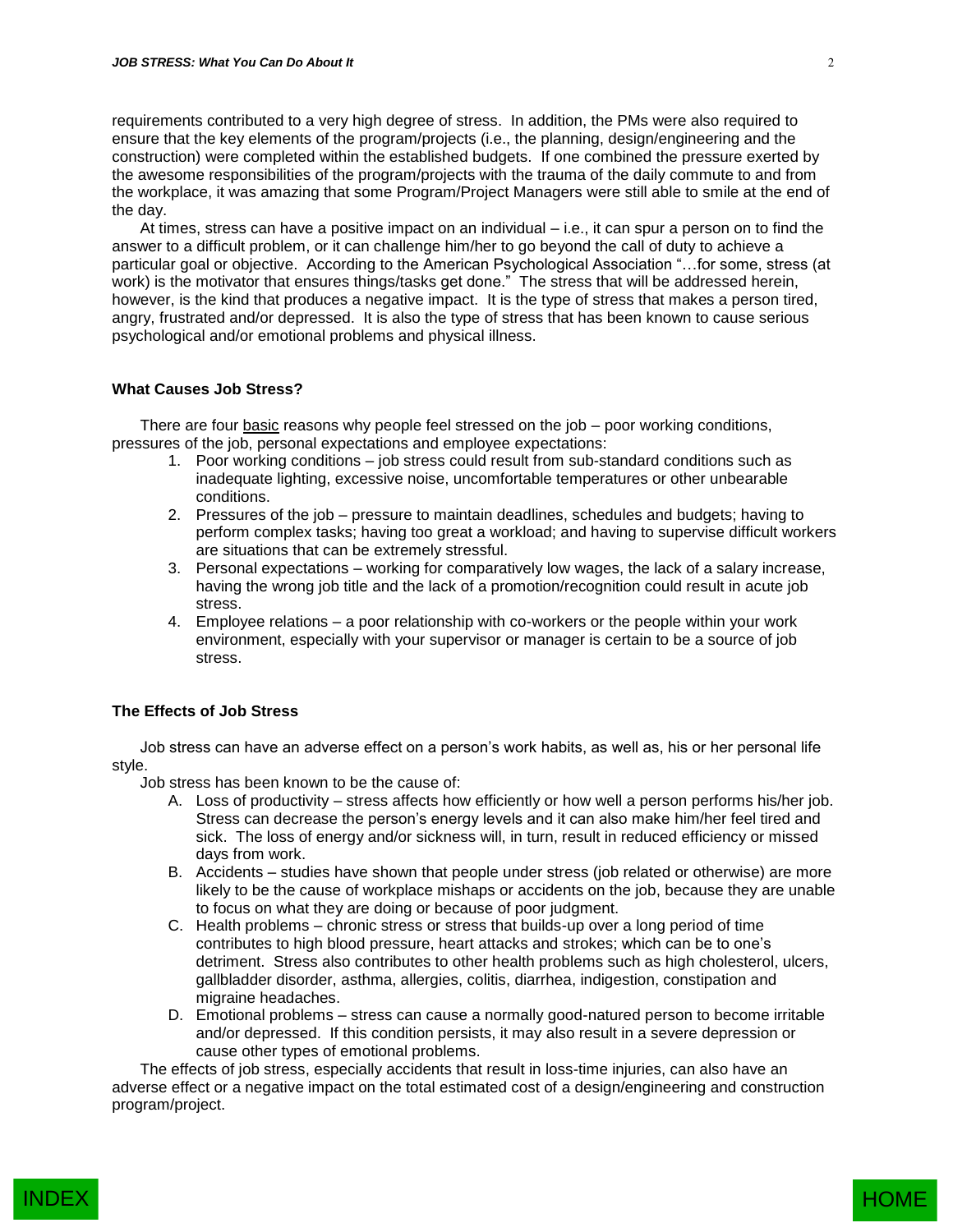requirements contributed to a very high degree of stress. In addition, the PMs were also required to ensure that the key elements of the program/projects (i.e., the planning, design/engineering and the construction) were completed within the established budgets. If one combined the pressure exerted by the awesome responsibilities of the program/projects with the trauma of the daily commute to and from the workplace, it was amazing that some Program/Project Managers were still able to smile at the end of the day.

At times, stress can have a positive impact on an individual – i.e., it can spur a person on to find the answer to a difficult problem, or it can challenge him/her to go beyond the call of duty to achieve a particular goal or objective. According to the American Psychological Association "…for some, stress (at work) is the motivator that ensures things/tasks get done." The stress that will be addressed herein, however, is the kind that produces a negative impact. It is the type of stress that makes a person tired, angry, frustrated and/or depressed. It is also the type of stress that has been known to cause serious psychological and/or emotional problems and physical illness.

### What Causes Job Stress?

There are four basic reasons why people feel stressed on the job – poor working conditions, pressures of the job, personal expectations and employee expectations:

1. Poor working conditions – job stress could result from sub-standard conditions such as inadequate lighting, excessive noise, uncomfortable temperatures or other unbearable conditions.
2. Pressures of the job – pressure to maintain deadlines, schedules and budgets; having to perform complex tasks; having too great a workload; and having to supervise difficult workers are situations that can be extremely stressful.
3. Personal expectations – working for comparatively low wages, the lack of a salary increase, having the wrong job title and the lack of a promotion/recognition could result in acute job stress.
4. Employee relations – a poor relationship with co-workers or the people within your work environment, especially with your supervisor or manager is certain to be a source of job stress.

### The Effects of Job Stress

Job stress can have an adverse effect on a person's work habits, as well as, his or her personal life style.

Job stress has been known to be the cause of:

A. Loss of productivity – stress affects how efficiently or how well a person performs his/her job. Stress can decrease the person's energy levels and it can also make him/her feel tired and sick. The loss of energy and/or sickness will, in turn, result in reduced efficiency or missed days from work.
B. Accidents – studies have shown that people under stress (job related or otherwise) are more likely to be the cause of workplace mishaps or accidents on the job, because they are unable to focus on what they are doing or because of poor judgment.
C. Health problems – chronic stress or stress that builds-up over a long period of time contributes to high blood pressure, heart attacks and strokes; which can be to one's detriment. Stress also contributes to other health problems such as high cholesterol, ulcers, gallbladder disorder, asthma, allergies, colitis, diarrhea, indigestion, constipation and migraine headaches.
D. Emotional problems – stress can cause a normally good-natured person to become irritable and/or depressed. If this condition persists, it may also result in a severe depression or cause other types of emotional problems.

The effects of job stress, especially accidents that result in loss-time injuries, can also have an adverse effect or a negative impact on the total estimated cost of a design/engineering and construction program/project.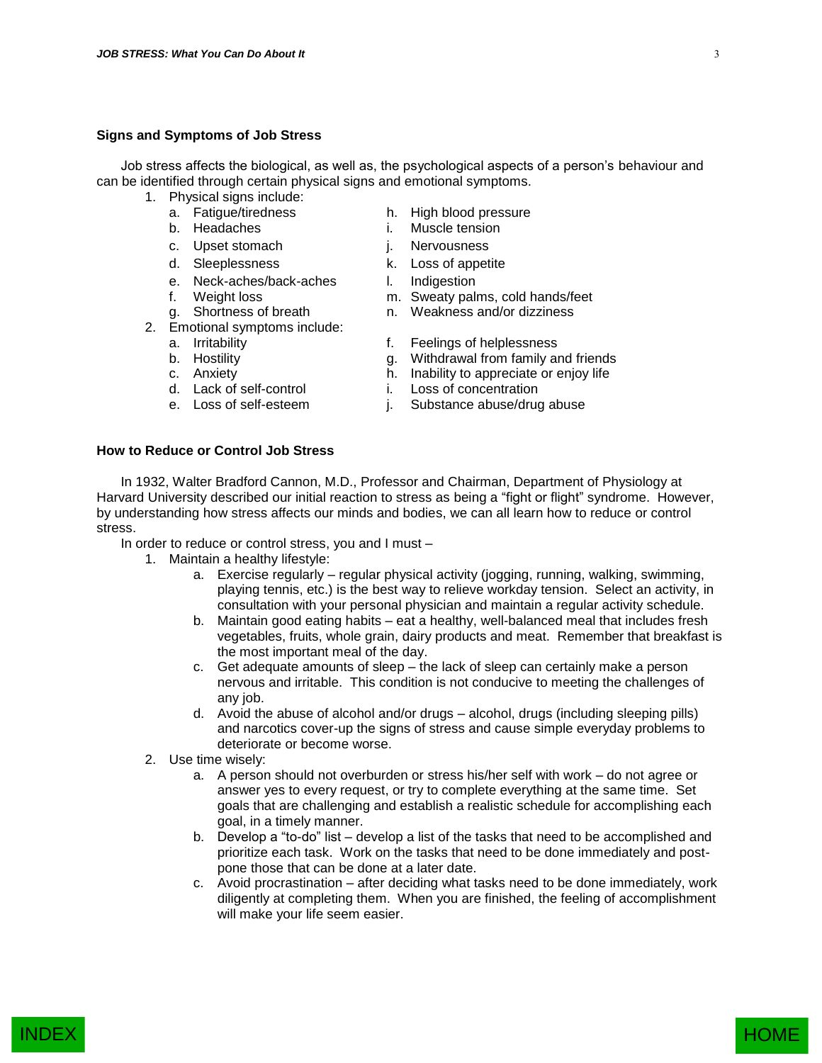## Signs and Symptoms of Job Stress

Job stress affects the biological, as well as, the psychological aspects of a person's behaviour and can be identified through certain physical signs and emotional symptoms.

1. Physical signs include:
   a. Fatigue/tiredness
   b. Headaches
   c. Upset stomach
   d. Sleeplessness
   e. Neck-aches/back-aches
   f. Weight loss
   g. Shortness of breath
   h. High blood pressure
   i. Muscle tension
   j. Nervousness
   k. Loss of appetite
   l. Indigestion
   m. Sweaty palms, cold hands/feet
   n. Weakness and/or dizziness
2. Emotional symptoms include:
   a. Irritability
   b. Hostility
   c. Anxiety
   d. Lack of self-control
   e. Loss of self-esteem
   f. Feelings of helplessness
   g. Withdrawal from family and friends
   h. Inability to appreciate or enjoy life
   i. Loss of concentration
   j. Substance abuse/drug abuse

## How to Reduce or Control Job Stress

In 1932, Walter Bradford Cannon, M.D., Professor and Chairman, Department of Physiology at Harvard University described our initial reaction to stress as being a "fight or flight" syndrome. However, by understanding how stress affects our minds and bodies, we can all learn how to reduce or control stress.

In order to reduce or control stress, you and I must –

1. Maintain a healthy lifestyle:
   a. Exercise regularly – regular physical activity (jogging, running, walking, swimming, playing tennis, etc.) is the best way to relieve workday tension. Select an activity, in consultation with your personal physician and maintain a regular activity schedule.
   b. Maintain good eating habits – eat a healthy, well-balanced meal that includes fresh vegetables, fruits, whole grain, dairy products and meat. Remember that breakfast is the most important meal of the day.
   c. Get adequate amounts of sleep – the lack of sleep can certainly make a person nervous and irritable. This condition is not conducive to meeting the challenges of any job.
   d. Avoid the abuse of alcohol and/or drugs – alcohol, drugs (including sleeping pills) and narcotics cover-up the signs of stress and cause simple everyday problems to deteriorate or become worse.
2. Use time wisely:
   a. A person should not overburden or stress his/her self with work – do not agree or answer yes to every request, or try to complete everything at the same time. Set goals that are challenging and establish a realistic schedule for accomplishing each goal, in a timely manner.
   b. Develop a "to-do" list – develop a list of the tasks that need to be accomplished and prioritize each task. Work on the tasks that need to be done immediately and post-pone those that can be done at a later date.
   c. Avoid procrastination – after deciding what tasks need to be done immediately, work diligently at completing them. When you are finished, the feeling of accomplishment will make your life seem easier.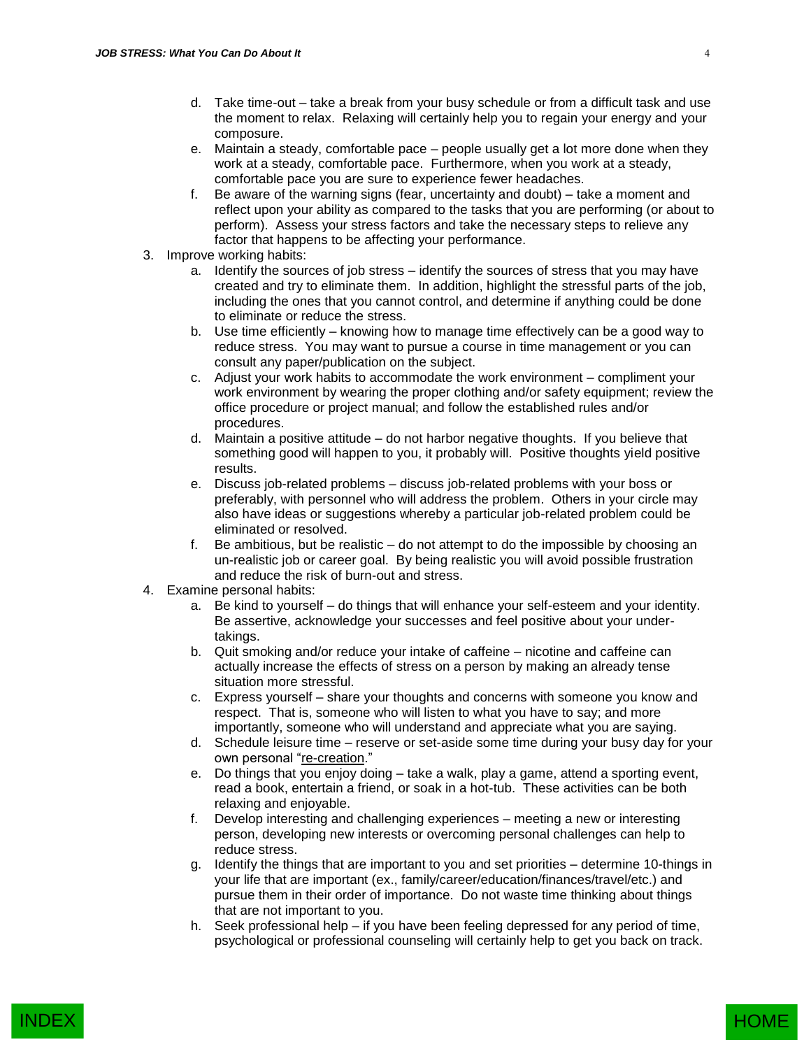d. Take time-out – take a break from your busy schedule or from a difficult task and use the moment to relax. Relaxing will certainly help you to regain your energy and your composure.
   e. Maintain a steady, comfortable pace – people usually get a lot more done when they work at a steady, comfortable pace. Furthermore, when you work at a steady, comfortable pace you are sure to experience fewer headaches.
   f. Be aware of the warning signs (fear, uncertainty and doubt) – take a moment and reflect upon your ability as compared to the tasks that you are performing (or about to perform). Assess your stress factors and take the necessary steps to relieve any factor that happens to be affecting your performance.

3. Improve working habits:
   a. Identify the sources of job stress – identify the sources of stress that you may have created and try to eliminate them. In addition, highlight the stressful parts of the job, including the ones that you cannot control, and determine if anything could be done to eliminate or reduce the stress.
   b. Use time efficiently – knowing how to manage time effectively can be a good way to reduce stress. You may want to pursue a course in time management or you can consult any paper/publication on the subject.
   c. Adjust your work habits to accommodate the work environment – compliment your work environment by wearing the proper clothing and/or safety equipment; review the office procedure or project manual; and follow the established rules and/or procedures.
   d. Maintain a positive attitude – do not harbor negative thoughts. If you believe that something good will happen to you, it probably will. Positive thoughts yield positive results.
   e. Discuss job-related problems – discuss job-related problems with your boss or preferably, with personnel who will address the problem. Others in your circle may also have ideas or suggestions whereby a particular job-related problem could be eliminated or resolved.
   f. Be ambitious, but be realistic – do not attempt to do the impossible by choosing an un-realistic job or career goal. By being realistic you will avoid possible frustration and reduce the risk of burn-out and stress.

4. Examine personal habits:
   a. Be kind to yourself – do things that will enhance your self-esteem and your identity. Be assertive, acknowledge your successes and feel positive about your under-takings.
   b. Quit smoking and/or reduce your intake of caffeine – nicotine and caffeine can actually increase the effects of stress on a person by making an already tense situation more stressful.
   c. Express yourself – share your thoughts and concerns with someone you know and respect. That is, someone who will listen to what you have to say; and more importantly, someone who will understand and appreciate what you are saying.
   d. Schedule leisure time – reserve or set-aside some time during your busy day for your own personal "re-creation."
   e. Do things that you enjoy doing – take a walk, play a game, attend a sporting event, read a book, entertain a friend, or soak in a hot-tub. These activities can be both relaxing and enjoyable.
   f. Develop interesting and challenging experiences – meeting a new or interesting person, developing new interests or overcoming personal challenges can help to reduce stress.
   g. Identify the things that are important to you and set priorities – determine 10-things in your life that are important (ex., family/career/education/finances/travel/etc.) and pursue them in their order of importance. Do not waste time thinking about things that are not important to you.
   h. Seek professional help – if you have been feeling depressed for any period of time, psychological or professional counseling will certainly help to get you back on track.

INDEX

HOME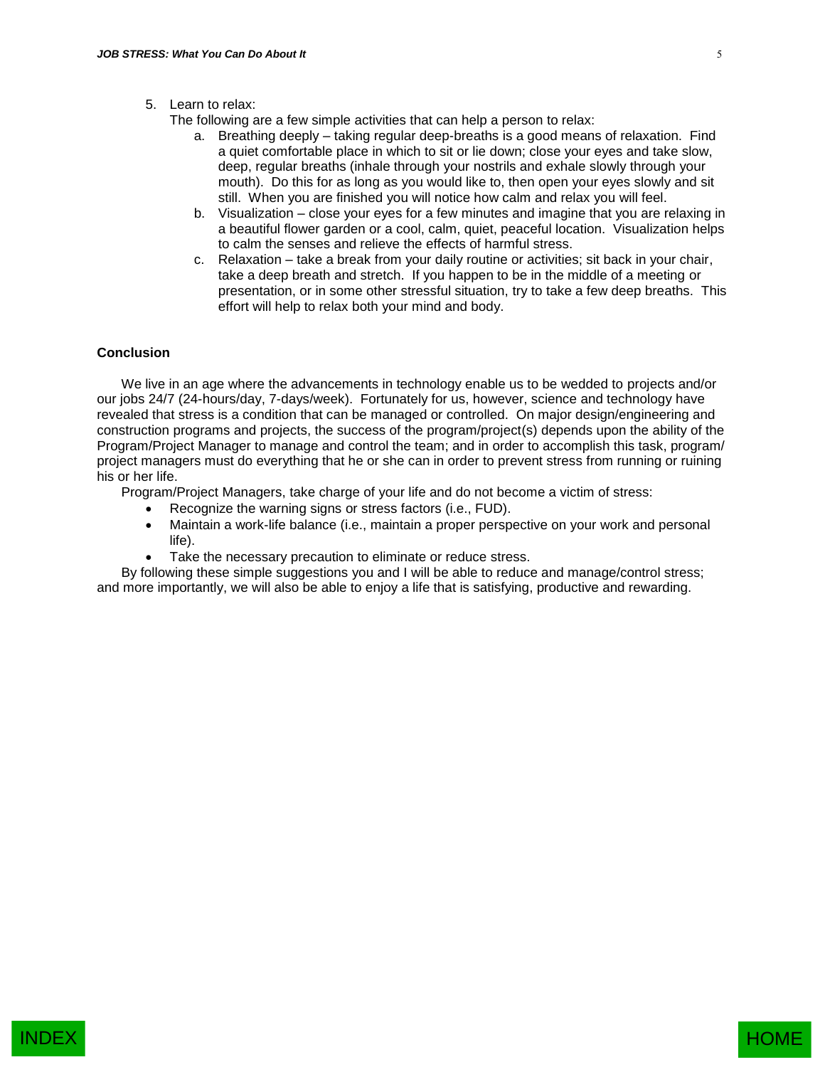5. Learn to relax:
   The following are a few simple activities that can help a person to relax:
   a. Breathing deeply – taking regular deep-breaths is a good means of relaxation. Find a quiet comfortable place in which to sit or lie down; close your eyes and take slow, deep, regular breaths (inhale through your nostrils and exhale slowly through your mouth). Do this for as long as you would like to, then open your eyes slowly and sit still. When you are finished you will notice how calm and relax you will feel.
   b. Visualization – close your eyes for a few minutes and imagine that you are relaxing in a beautiful flower garden or a cool, calm, quiet, peaceful location. Visualization helps to calm the senses and relieve the effects of harmful stress.
   c. Relaxation – take a break from your daily routine or activities; sit back in your chair, take a deep breath and stretch. If you happen to be in the middle of a meeting or presentation, or in some other stressful situation, try to take a few deep breaths. This effort will help to relax both your mind and body.

**Conclusion**

We live in an age where the advancements in technology enable us to be wedded to projects and/or our jobs 24/7 (24-hours/day, 7-days/week). Fortunately for us, however, science and technology have revealed that stress is a condition that can be managed or controlled. On major design/engineering and construction programs and projects, the success of the program/project(s) depends upon the ability of the Program/Project Manager to manage and control the team; and in order to accomplish this task, program/ project managers must do everything that he or she can in order to prevent stress from running or ruining his or her life.

Program/Project Managers, take charge of your life and do not become a victim of stress:

- Recognize the warning signs or stress factors (i.e., FUD).
- Maintain a work-life balance (i.e., maintain a proper perspective on your work and personal life).
- Take the necessary precaution to eliminate or reduce stress.

By following these simple suggestions you and I will be able to reduce and manage/control stress; and more importantly, we will also be able to enjoy a life that is satisfying, productive and rewarding.

INDEX

HOME